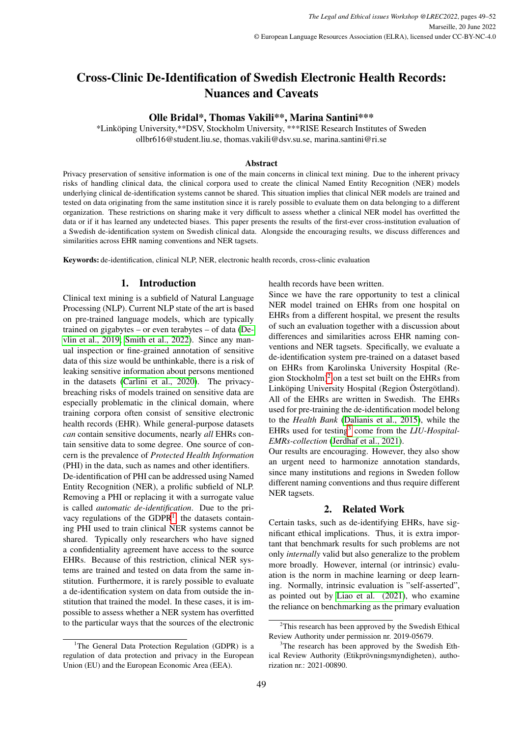# Cross-Clinic De-Identification of Swedish Electronic Health Records: Nuances and Caveats

**Olle Bridal\*, Thomas Vakili\*\*, Marina Santini\*\*\***

\*Linköping University,\*\*DSV, Stockholm University, \*\*\*RISE Research Institutes of Sweden
ollbr616@student.liu.se, thomas.vakili@dsv.su.se, marina.santini@ri.se

### Abstract

Privacy preservation of sensitive information is one of the main concerns in clinical text mining. Due to the inherent privacy risks of handling clinical data, the clinical corpora used to create the clinical Named Entity Recognition (NER) models underlying clinical de-identification systems cannot be shared. This situation implies that clinical NER models are trained and tested on data originating from the same institution since it is rarely possible to evaluate them on data belonging to a different organization. These restrictions on sharing make it very difficult to assess whether a clinical NER model has overfitted the data or if it has learned any undetected biases. This paper presents the results of the first-ever cross-institution evaluation of a Swedish de-identification system on Swedish clinical data. Alongside the encouraging results, we discuss differences and similarities across EHR naming conventions and NER tagsets.

**Keywords:** de-identification, clinical NLP, NER, electronic health records, cross-clinic evaluation

## 1. Introduction

Clinical text mining is a subfield of Natural Language Processing (NLP). Current NLP state of the art is based on pre-trained language models, which are typically trained on gigabytes – or even terabytes – of data (Devlin et al., 2019; Smith et al., 2022). Since any manual inspection or fine-grained annotation of sensitive data of this size would be unthinkable, there is a risk of leaking sensitive information about persons mentioned in the datasets (Carlini et al., 2020). The privacy-breaching risks of models trained on sensitive data are especially problematic in the clinical domain, where training corpora often consist of sensitive electronic health records (EHR). While general-purpose datasets *can* contain sensitive documents, nearly *all* EHRs contain sensitive data to some degree. One source of concern is the prevalence of *Protected Health Information* (PHI) in the data, such as names and other identifiers.

De-identification of PHI can be addressed using Named Entity Recognition (NER), a prolific subfield of NLP. Removing a PHI or replacing it with a surrogate value is called *automatic de-identification*. Due to the privacy regulations of the GDPR[1] the datasets containing PHI used to train clinical NER systems cannot be shared. Typically only researchers who have signed a confidentiality agreement have access to the source EHRs. Because of this restriction, clinical NER systems are trained and tested on data from the same institution. Furthermore, it is rarely possible to evaluate a de-identification system on data from outside the institution that trained the model. In these cases, it is impossible to assess whether a NER system has overfitted to the particular ways that the sources of the electronic health records have been written.

Since we have the rare opportunity to test a clinical NER model trained on EHRs from one hospital on EHRs from a different hospital, we present the results of such an evaluation together with a discussion about differences and similarities across EHR naming conventions and NER tagsets. Specifically, we evaluate a de-identification system pre-trained on a dataset based on EHRs from Karolinska University Hospital (Region Stockholm)[2] on a test set built on the EHRs from Linköping University Hospital (Region Östergötland). All of the EHRs are written in Swedish. The EHRs used for pre-training the de-identification model belong to the *Health Bank* (Dalianis et al., 2015), while the EHRs used for testing[3] come from the *LIU-Hospital-EMRs-collection* (Jerdhaf et al., 2021).

Our results are encouraging. However, they also show an urgent need to harmonize annotation standards, since many institutions and regions in Sweden follow different naming conventions and thus require different NER tagsets.

## 2. Related Work

Certain tasks, such as de-identifying EHRs, have significant ethical implications. Thus, it is extra important that benchmark results for such problems are not only *internally* valid but also generalize to the problem more broadly. However, internal (or intrinsic) evaluation is the norm in machine learning or deep learning. Normally, intrinsic evaluation is "self-asserted", as pointed out by Liao et al. (2021), who examine the reliance on benchmarking as the primary evaluation

[1] The General Data Protection Regulation (GDPR) is a regulation of data protection and privacy in the European Union (EU) and the European Economic Area (EEA).

[2] This research has been approved by the Swedish Ethical Review Authority under permission nr. 2019-05679.

[3] The research has been approved by the Swedish Ethical Review Authority (Etikprövningsmyndigheten), authorization nr.: 2021-00890.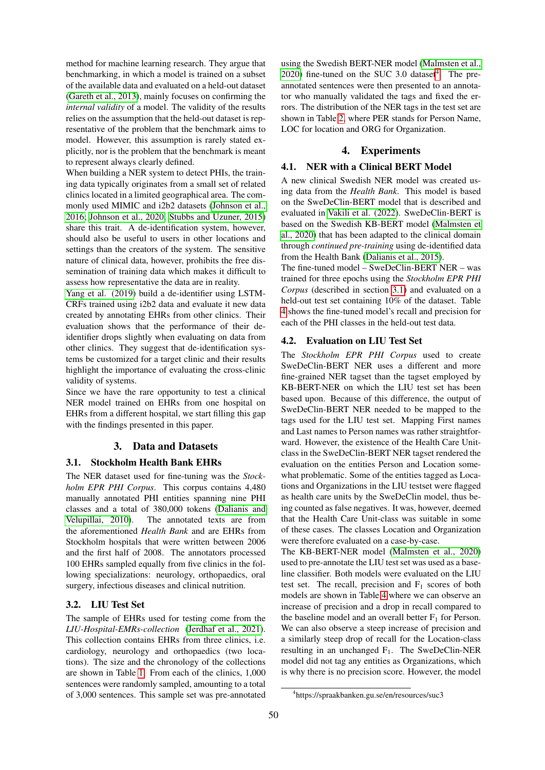method for machine learning research. They argue that benchmarking, in which a model is trained on a subset of the available data and evaluated on a held-out dataset (Gareth et al., 2013), mainly focuses on confirming the *internal validity* of a model. The validity of the results relies on the assumption that the held-out dataset is representative of the problem that the benchmark aims to model. However, this assumption is rarely stated explicitly, nor is the problem that the benchmark is meant to represent always clearly defined.

When building a NER system to detect PHIs, the training data typically originates from a small set of related clinics located in a limited geographical area. The commonly used MIMIC and i2b2 datasets (Johnson et al., 2016; Johnson et al., 2020; Stubbs and Uzuner, 2015) share this trait. A de-identification system, however, should also be useful to users in other locations and settings than the creators of the system. The sensitive nature of clinical data, however, prohibits the free dissemination of training data which makes it difficult to assess how representative the data are in reality.

Yang et al. (2019) build a de-identifier using LSTM-CRFs trained using i2b2 data and evaluate it new data created by annotating EHRs from other clinics. Their evaluation shows that the performance of their de-identifier drops slightly when evaluating on data from other clinics. They suggest that de-identification systems be customized for a target clinic and their results highlight the importance of evaluating the cross-clinic validity of systems.

Since we have the rare opportunity to test a clinical NER model trained on EHRs from one hospital on EHRs from a different hospital, we start filling this gap with the findings presented in this paper.

## 3. Data and Datasets

### 3.1. Stockholm Health Bank EHRs

The NER dataset used for fine-tuning was the *Stockholm EPR PHI Corpus*. This corpus contains 4,480 manually annotated PHI entities spanning nine PHI classes and a total of 380,000 tokens (Dalianis and Velupillai, 2010). The annotated texts are from the aforementioned *Health Bank* and are EHRs from Stockholm hospitals that were written between 2006 and the first half of 2008. The annotators processed 100 EHRs sampled equally from five clinics in the following specializations: neurology, orthopaedics, oral surgery, infectious diseases and clinical nutrition.

### 3.2. LIU Test Set

The sample of EHRs used for testing come from the *LIU-Hospital-EMRs-collection* (Jerdhaf et al., 2021). This collection contains EHRs from three clinics, i.e. cardiology, neurology and orthopaedics (two locations). The size and the chronology of the collections are shown in Table 1. From each of the clinics, 1,000 sentences were randomly sampled, amounting to a total of 3,000 sentences. This sample set was pre-annotated using the Swedish BERT-NER model (Malmsten et al., 2020) fine-tuned on the SUC 3.0 dataset[4]. The pre-annotated sentences were then presented to an annotator who manually validated the tags and fixed the errors. The distribution of the NER tags in the test set are shown in Table 2, where PER stands for Person Name, LOC for location and ORG for Organization.

## 4. Experiments

### 4.1. NER with a Clinical BERT Model

A new clinical Swedish NER model was created using data from the *Health Bank*. This model is based on the SweDeClin-BERT model that is described and evaluated in Vakili et al. (2022). SweDeClin-BERT is based on the Swedish KB-BERT model (Malmsten et al., 2020) that has been adapted to the clinical domain through *continued pre-training* using de-identified data from the Health Bank (Dalianis et al., 2015).

The fine-tuned model – SweDeClin-BERT NER – was trained for three epochs using the *Stockholm EPR PHI Corpus* (described in section 3.1) and evaluated on a held-out test set containing 10% of the dataset. Table 4 shows the fine-tuned model's recall and precision for each of the PHI classes in the held-out test data.

### 4.2. Evaluation on LIU Test Set

The *Stockholm EPR PHI Corpus* used to create SweDeClin-BERT NER uses a different and more fine-grained NER tagset than the tagset employed by KB-BERT-NER on which the LIU test set has been based upon. Because of this difference, the output of SweDeClin-BERT NER needed to be mapped to the tags used for the LIU test set. Mapping First names and Last names to Person names was rather straightforward. However, the existence of the Health Care Unit-class in the SweDeClin-BERT NER tagset rendered the evaluation on the entities Person and Location somewhat problematic. Some of the entities tagged as Locations and Organizations in the LIU testset were flagged as health care units by the SweDeClin model, thus being counted as false negatives. It was, however, deemed that the Health Care Unit-class was suitable in some of these cases. The classes Location and Organization were therefore evaluated on a case-by-case.

The KB-BERT-NER model (Malmsten et al., 2020) used to pre-annotate the LIU test set was used as a baseline classifier. Both models were evaluated on the LIU test set. The recall, precision and $F_1$ scores of both models are shown in Table 4 where we can observe an increase of precision and a drop in recall compared to the baseline model and an overall better $F_1$ for Person. We can also observe a steep increase of precision and a similarly steep drop of recall for the Location-class resulting in an unchanged $F_1$. The SweDeClin-NER model did not tag any entities as Organizations, which is why there is no precision score. However, the model

[4] https://spraakbanken.gu.se/en/resources/suc3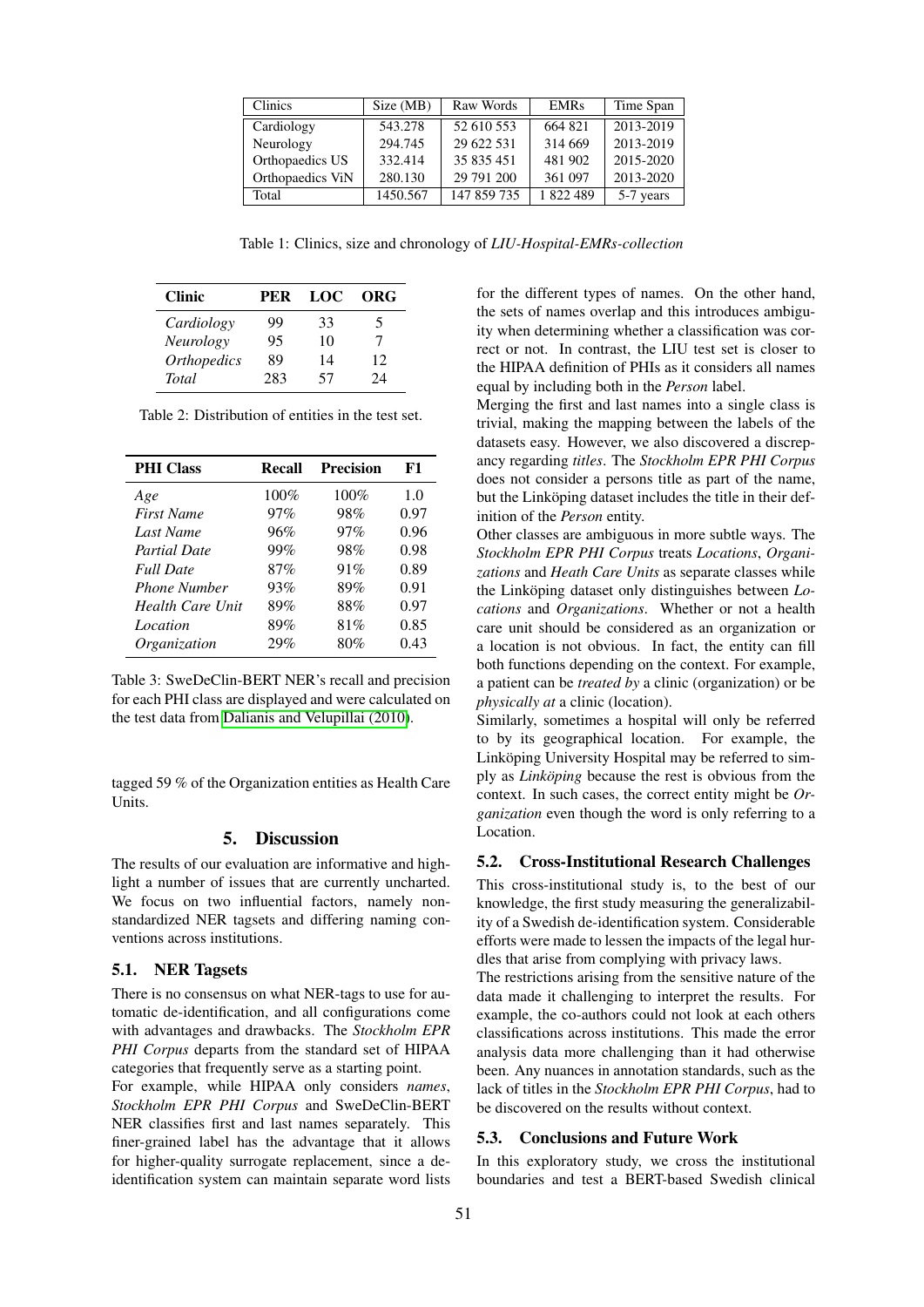| Clinics | Size (MB) | Raw Words | EMRs | Time Span |
|---|---|---|---|---|
| Cardiology | 543.278 | 52 610 553 | 664 821 | 2013-2019 |
| Neurology | 294.745 | 29 622 531 | 314 669 | 2013-2019 |
| Orthopaedics US | 332.414 | 35 835 451 | 481 902 | 2015-2020 |
| Orthopaedics ViN | 280.130 | 29 791 200 | 361 097 | 2013-2020 |
| Total | 1450.567 | 147 859 735 | 1 822 489 | 5-7 years |

Table 1: Clinics, size and chronology of *LIU-Hospital-EMRs-collection*

| **Clinic** | **PER** | **LOC** | **ORG** |
|---|---|---|---|
| *Cardiology* | 99 | 33 | 5 |
| *Neurology* | 95 | 10 | 7 |
| *Orthopedics* | 89 | 14 | 12 |
| *Total* | 283 | 57 | 24 |

Table 2: Distribution of entities in the test set.

| **PHI Class** | **Recall** | **Precision** | **F1** |
|---|---|---|---|
| *Age* | 100% | 100% | 1.0 |
| *First Name* | 97% | 98% | 0.97 |
| *Last Name* | 96% | 97% | 0.96 |
| *Partial Date* | 99% | 98% | 0.98 |
| *Full Date* | 87% | 91% | 0.89 |
| *Phone Number* | 93% | 89% | 0.91 |
| *Health Care Unit* | 89% | 88% | 0.97 |
| *Location* | 89% | 81% | 0.85 |
| *Organization* | 29% | 80% | 0.43 |

Table 3: SweDeClin-BERT NER's recall and precision for each PHI class are displayed and were calculated on the test data from Dalianis and Velupillai (2010).

tagged 59 % of the Organization entities as Health Care Units.

## 5. Discussion

The results of our evaluation are informative and highlight a number of issues that are currently uncharted. We focus on two influential factors, namely non-standardized NER tagsets and differing naming conventions across institutions.

### 5.1. NER Tagsets

There is no consensus on what NER-tags to use for automatic de-identification, and all configurations come with advantages and drawbacks. The *Stockholm EPR PHI Corpus* departs from the standard set of HIPAA categories that frequently serve as a starting point.

For example, while HIPAA only considers *names*, *Stockholm EPR PHI Corpus* and SweDeClin-BERT NER classifies first and last names separately. This finer-grained label has the advantage that it allows for higher-quality surrogate replacement, since a de-identification system can maintain separate word lists for the different types of names. On the other hand, the sets of names overlap and this introduces ambiguity when determining whether a classification was correct or not. In contrast, the LIU test set is closer to the HIPAA definition of PHIs as it considers all names equal by including both in the *Person* label.

Merging the first and last names into a single class is trivial, making the mapping between the labels of the datasets easy. However, we also discovered a discrepancy regarding *titles*. The *Stockholm EPR PHI Corpus* does not consider a persons title as part of the name, but the Linköping dataset includes the title in their definition of the *Person* entity.

Other classes are ambiguous in more subtle ways. The *Stockholm EPR PHI Corpus* treats *Locations*, *Organizations* and *Heath Care Units* as separate classes while the Linköping dataset only distinguishes between *Locations* and *Organizations*. Whether or not a health care unit should be considered as an organization or a location is not obvious. In fact, the entity can fill both functions depending on the context. For example, a patient can be *treated by* a clinic (organization) or be *physically at* a clinic (location).

Similarly, sometimes a hospital will only be referred to by its geographical location. For example, the Linköping University Hospital may be referred to simply as *Linköping* because the rest is obvious from the context. In such cases, the correct entity might be *Organization* even though the word is only referring to a Location.

### 5.2. Cross-Institutional Research Challenges

This cross-institutional study is, to the best of our knowledge, the first study measuring the generalizability of a Swedish de-identification system. Considerable efforts were made to lessen the impacts of the legal hurdles that arise from complying with privacy laws.

The restrictions arising from the sensitive nature of the data made it challenging to interpret the results. For example, the co-authors could not look at each others classifications across institutions. This made the error analysis data more challenging than it had otherwise been. Any nuances in annotation standards, such as the lack of titles in the *Stockholm EPR PHI Corpus*, had to be discovered on the results without context.

### 5.3. Conclusions and Future Work

In this exploratory study, we cross the institutional boundaries and test a BERT-based Swedish clinical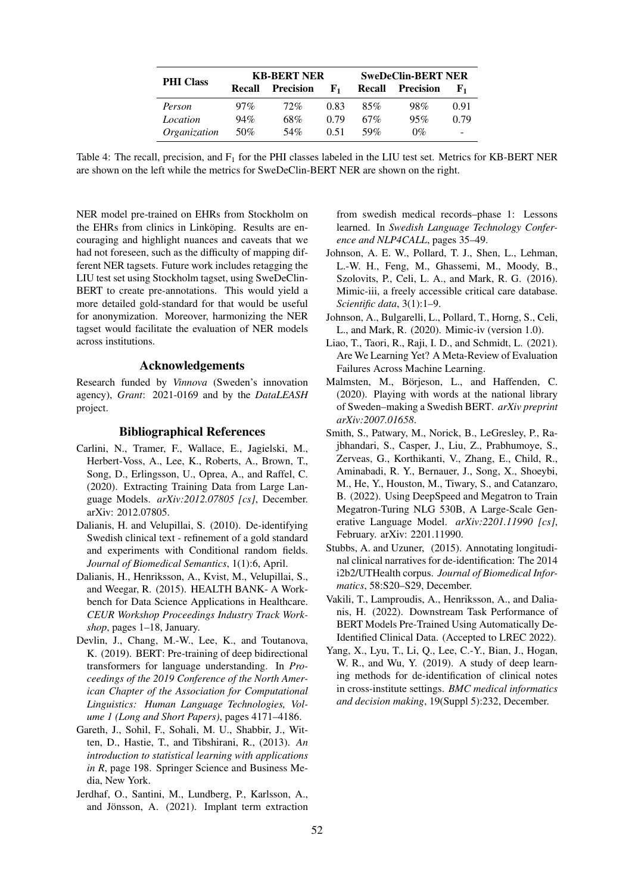| PHI Class | KB-BERT NER | | | SweDeClin-BERT NER | | |
|---|---|---|---|---|---|---|
| | Recall | Precision | $F_1$ | Recall | Precision | $F_1$ |
| *Person* | 97% | 72% | 0.83 | 85% | 98% | 0.91 |
| *Location* | 94% | 68% | 0.79 | 67% | 95% | 0.79 |
| *Organization* | 50% | 54% | 0.51 | 59% | 0% | - |

Table 4: The recall, precision, and $F_1$ for the PHI classes labeled in the LIU test set. Metrics for KB-BERT NER are shown on the left while the metrics for SweDeClin-BERT NER are shown on the right.

NER model pre-trained on EHRs from Stockholm on the EHRs from clinics in Linköping. Results are encouraging and highlight nuances and caveats that we had not foreseen, such as the difficulty of mapping different NER tagsets. Future work includes retagging the LIU test set using Stockholm tagset, using SweDeClin-BERT to create pre-annotations. This would yield a more detailed gold-standard for that would be useful for anonymization. Moreover, harmonizing the NER tagset would facilitate the evaluation of NER models across institutions.

## Acknowledgements

Research funded by *Vinnova* (Sweden's innovation agency), *Grant*: 2021-0169 and by the *DataLEASH* project.

## Bibliographical References

Carlini, N., Tramer, F., Wallace, E., Jagielski, M., Herbert-Voss, A., Lee, K., Roberts, A., Brown, T., Song, D., Erlingsson, U., Oprea, A., and Raffel, C. (2020). Extracting Training Data from Large Language Models. *arXiv:2012.07805 [cs]*, December. arXiv: 2012.07805.

Dalianis, H. and Velupillai, S. (2010). De-identifying Swedish clinical text - refinement of a gold standard and experiments with Conditional random fields. *Journal of Biomedical Semantics*, 1(1):6, April.

Dalianis, H., Henriksson, A., Kvist, M., Velupillai, S., and Weegar, R. (2015). HEALTH BANK- A Workbench for Data Science Applications in Healthcare. *CEUR Workshop Proceedings Industry Track Workshop*, pages 1–18, January.

Devlin, J., Chang, M.-W., Lee, K., and Toutanova, K. (2019). BERT: Pre-training of deep bidirectional transformers for language understanding. In *Proceedings of the 2019 Conference of the North American Chapter of the Association for Computational Linguistics: Human Language Technologies, Volume 1 (Long and Short Papers)*, pages 4171–4186.

Gareth, J., Sohil, F., Sohali, M. U., Shabbir, J., Witten, D., Hastie, T., and Tibshirani, R., (2013). *An introduction to statistical learning with applications in R*, page 198. Springer Science and Business Media, New York.

Jerdhaf, O., Santini, M., Lundberg, P., Karlsson, A., and Jönsson, A. (2021). Implant term extraction from swedish medical records–phase 1: Lessons learned. In *Swedish Language Technology Conference and NLP4CALL*, pages 35–49.

Johnson, A. E. W., Pollard, T. J., Shen, L., Lehman, L.-W. H., Feng, M., Ghassemi, M., Moody, B., Szolovits, P., Celi, L. A., and Mark, R. G. (2016). Mimic-iii, a freely accessible critical care database. *Scientific data*, 3(1):1–9.

Johnson, A., Bulgarelli, L., Pollard, T., Horng, S., Celi, L., and Mark, R. (2020). Mimic-iv (version 1.0).

Liao, T., Taori, R., Raji, I. D., and Schmidt, L. (2021). Are We Learning Yet? A Meta-Review of Evaluation Failures Across Machine Learning.

Malmsten, M., Börjeson, L., and Haffenden, C. (2020). Playing with words at the national library of Sweden–making a Swedish BERT. *arXiv preprint arXiv:2007.01658*.

Smith, S., Patwary, M., Norick, B., LeGresley, P., Rajbhandari, S., Casper, J., Liu, Z., Prabhumoye, S., Zerveas, G., Korthikanti, V., Zhang, E., Child, R., Aminabadi, R. Y., Bernauer, J., Song, X., Shoeybi, M., He, Y., Houston, M., Tiwary, S., and Catanzaro, B. (2022). Using DeepSpeed and Megatron to Train Megatron-Turing NLG 530B, A Large-Scale Generative Language Model. *arXiv:2201.11990 [cs]*, February. arXiv: 2201.11990.

Stubbs, A. and Uzuner, (2015). Annotating longitudinal clinical narratives for de-identification: The 2014 i2b2/UTHealth corpus. *Journal of Biomedical Informatics*, 58:S20–S29, December.

Vakili, T., Lamproudis, A., Henriksson, A., and Dalianis, H. (2022). Downstream Task Performance of BERT Models Pre-Trained Using Automatically De-Identified Clinical Data. (Accepted to LREC 2022).

Yang, X., Lyu, T., Li, Q., Lee, C.-Y., Bian, J., Hogan, W. R., and Wu, Y. (2019). A study of deep learning methods for de-identification of clinical notes in cross-institute settings. *BMC medical informatics and decision making*, 19(Suppl 5):232, December.